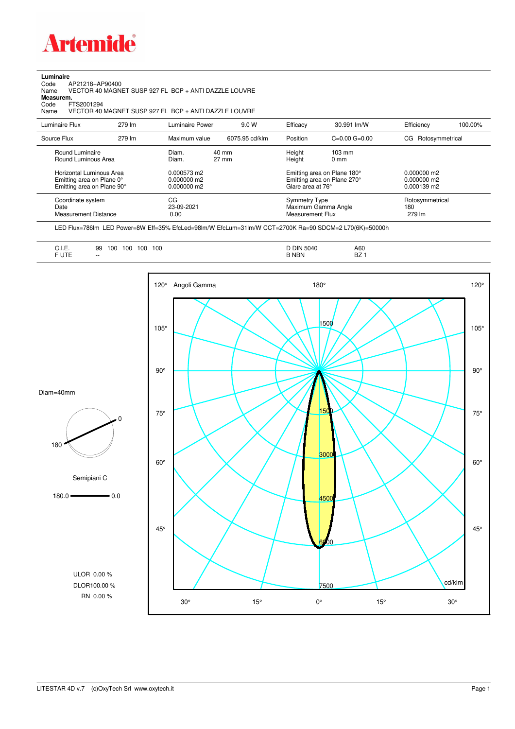# Artemide

**Luminaire**

Code AP21218+AP90400
Name VECTOR 40 MAGNET SUSP 927 FL BCP + ANTI DAZZLE LOUVRE

**Measurem.**

Code FTS2001294
Name VECTOR 40 MAGNET SUSP 927 FL BCP + ANTI DAZZLE LOUVRE

| Luminaire Flux | 279 lm | Luminaire Power | 9.0 W | Efficacy | 30.991 lm/W | Efficiency | 100.00% |
|---|---|---|---|---|---|---|---|
| Source Flux | 279 lm | Maximum value | 6075.95 cd/klm | Position | C=0.00 G=0.00 | CG | Rotosymmetrical |

| | | | | |
|---|---|---|---|---|
| Round Luminaire | Diam. 40 mm | Height 103 mm | | |
| Round Luminous Area | Diam. 27 mm | Height 0 mm | | |
| Horizontal Luminous Area | 0.000573 m2 | Emitting area on Plane 180° | 0.000000 m2 | |
| Emitting area on Plane 0° | 0.000000 m2 | Emitting area on Plane 270° | 0.000000 m2 | |
| Emitting area on Plane 90° | 0.000000 m2 | Glare area at 76° | 0.000139 m2 | |
| Coordinate system | CG | Symmetry Type | Rotosymmetrical | |
| Date | 23-09-2021 | Maximum Gamma Angle | 180 | |
| Measurement Distance | 0.00 | Measurement Flux | 279 lm | |

LED Flux=786lm LED Power=8W Eff=35% EfcLed=98lm/W EfcLum=31lm/W CCT=2700K Ra=90 SDCM=2 L70(6K)=50000h

| | | | |
|---|---|---|---|
| C.I.E. | 99 100 100 100 100 | D DIN 5040 | A60 |
| F UTE | -- | B NBN | BZ 1 |

Diam=40mm

Semipiani C

180.0 — 0.0

ULOR 0.00 %
DLOR 100.00 %
RN 0.00 %

Angoli Gamma — cd/klm

LITESTAR 4D v.7 (c)OxyTech Srl www.oxytech.it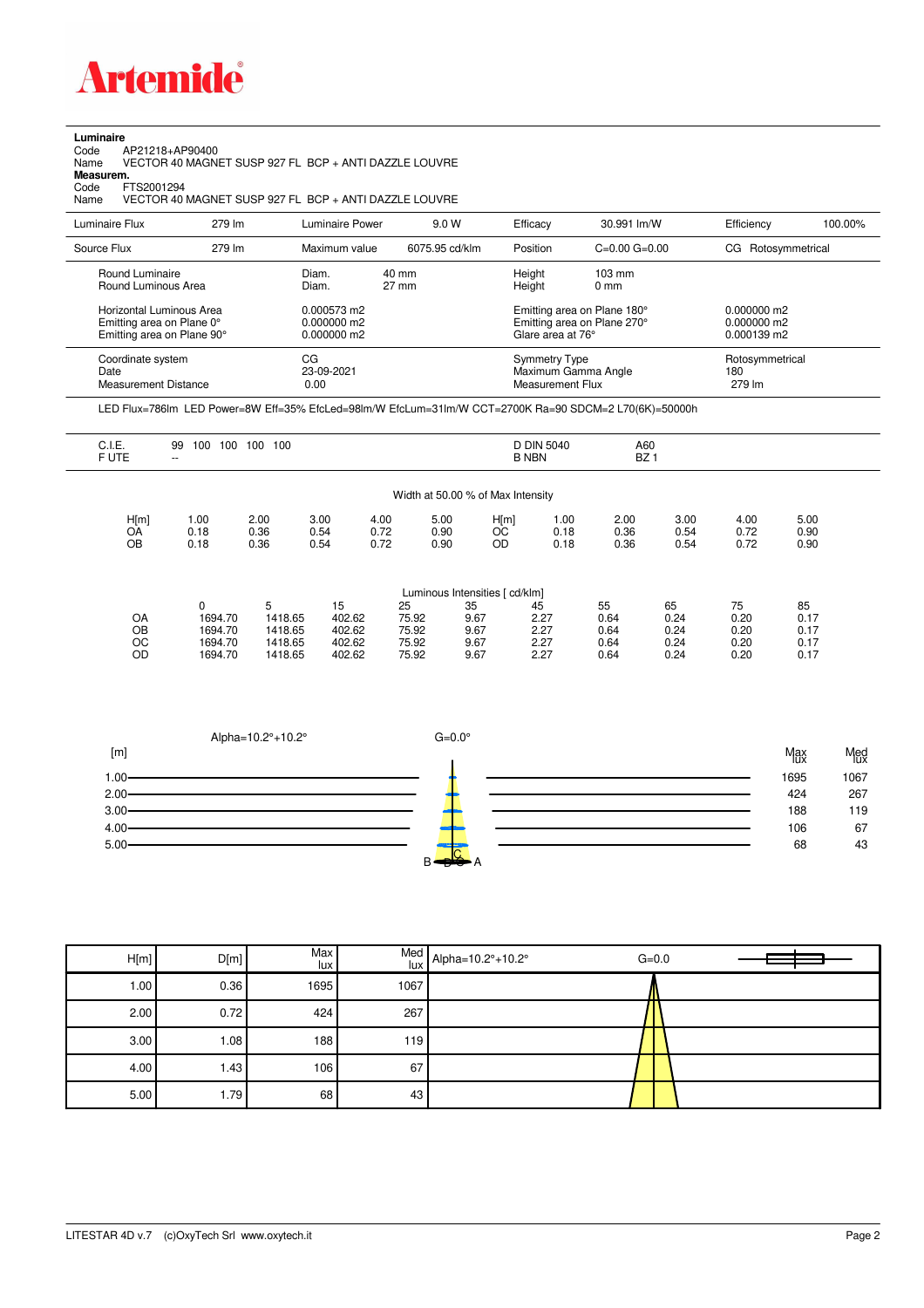Artemide

**Luminaire**
Code AP21218+AP90400
Name VECTOR 40 MAGNET SUSP 927 FL BCP + ANTI DAZZLE LOUVRE
**Measurem.**
Code FTS2001294
Name VECTOR 40 MAGNET SUSP 927 FL BCP + ANTI DAZZLE LOUVRE

| | | | | | | | |
|---|---|---|---|---|---|---|---|
| Luminaire Flux | 279 lm | Luminaire Power | 9.0 W | Efficacy | 30.991 lm/W | Efficiency | 100.00% |
| Source Flux | 279 lm | Maximum value | 6075.95 cd/klm | Position | C=0.00 G=0.00 | CG | Rotosymmetrical |

| | | | | | |
|---|---|---|---|---|---|
| Round Luminaire | Diam. | 40 mm | Height | 103 mm | |
| Round Luminous Area | Diam. | 27 mm | Height | 0 mm | |
| Horizontal Luminous Area | 0.000573 m2 | | Emitting area on Plane 180° | | 0.000000 m2 |
| Emitting area on Plane 0° | 0.000000 m2 | | Emitting area on Plane 270° | | 0.000000 m2 |
| Emitting area on Plane 90° | 0.000000 m2 | | Glare area at 76° | | 0.000139 m2 |
| Coordinate system | CG | | Symmetry Type | | Rotosymmetrical |
| Date | 23-09-2021 | | Maximum Gamma Angle | | 180 |
| Measurement Distance | 0.00 | | Measurement Flux | | 279 lm |

LED Flux=786lm LED Power=8W Eff=35% EfcLed=98lm/W EfcLum=31lm/W CCT=2700K Ra=90 SDCM=2 L70(6K)=50000h

| | | | |
|---|---|---|---|
| C.I.E. | 99 100 100 100 100 | D DIN 5040 | A60 |
| F UTE | -- | B NBN | BZ 1 |

Width at 50.00 % of Max Intensity

| H[m] | 1.00 | 2.00 | 3.00 | 4.00 | 5.00 | H[m] | 1.00 | 2.00 | 3.00 | 4.00 | 5.00 |
|---|---|---|---|---|---|---|---|---|---|---|---|
| OA | 0.18 | 0.36 | 0.54 | 0.72 | 0.90 | OC | 0.18 | 0.36 | 0.54 | 0.72 | 0.90 |
| OB | 0.18 | 0.36 | 0.54 | 0.72 | 0.90 | OD | 0.18 | 0.36 | 0.54 | 0.72 | 0.90 |

Luminous Intensities [ cd/klm]

| | 0 | 5 | 15 | 25 | 35 | 45 | 55 | 65 | 75 | 85 |
|---|---|---|---|---|---|---|---|---|---|---|
| OA | 1694.70 | 1418.65 | 402.62 | 75.92 | 9.67 | 2.27 | 0.64 | 0.24 | 0.20 | 0.17 |
| OB | 1694.70 | 1418.65 | 402.62 | 75.92 | 9.67 | 2.27 | 0.64 | 0.24 | 0.20 | 0.17 |
| OC | 1694.70 | 1418.65 | 402.62 | 75.92 | 9.67 | 2.27 | 0.64 | 0.24 | 0.20 | 0.17 |
| OD | 1694.70 | 1418.65 | 402.62 | 75.92 | 9.67 | 2.27 | 0.64 | 0.24 | 0.20 | 0.17 |

Alpha=10.2°+10.2°
G=0.0°
[m]
Max lux
Med lux
1.00 1695 1067
2.00 424 267
3.00 188 119
4.00 106 67
5.00 68 43
B D C A

| H[m] | D[m] | Max lux | Med lux | Alpha=10.2°+10.2° G=0.0 |
|---|---|---|---|---|
| 1.00 | 0.36 | 1695 | 1067 | |
| 2.00 | 0.72 | 424 | 267 | |
| 3.00 | 1.08 | 188 | 119 | |
| 4.00 | 1.43 | 106 | 67 | |
| 5.00 | 1.79 | 68 | 43 | |

LITESTAR 4D v.7 (c)OxyTech Srl www.oxytech.it